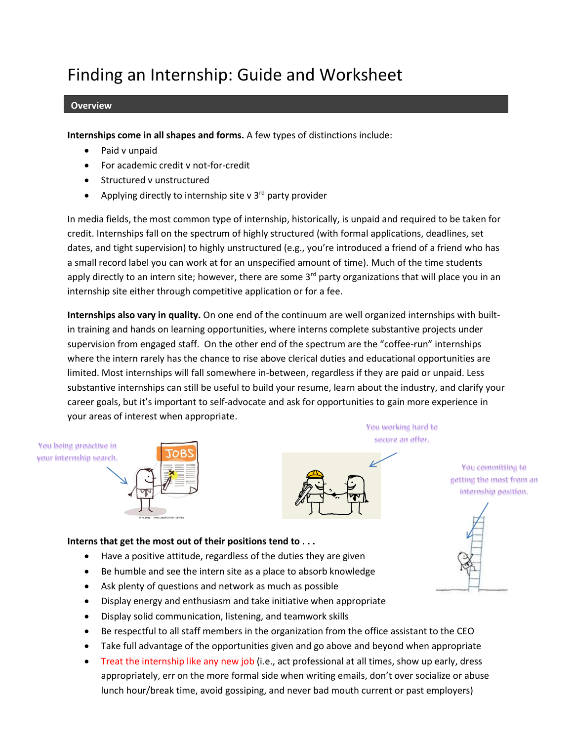# Finding an Internship: Guide and Worksheet

## Overview

**Internships come in all shapes and forms.** A few types of distinctions include:

- Paid v unpaid
- For academic credit v not-for-credit
- Structured v unstructured
- Applying directly to internship site v 3rd party provider

In media fields, the most common type of internship, historically, is unpaid and required to be taken for credit. Internships fall on the spectrum of highly structured (with formal applications, deadlines, set dates, and tight supervision) to highly unstructured (e.g., you're introduced a friend of a friend who has a small record label you can work at for an unspecified amount of time). Much of the time students apply directly to an intern site; however, there are some 3rd party organizations that will place you in an internship site either through competitive application or for a fee.

**Internships also vary in quality.** On one end of the continuum are well organized internships with built-in training and hands on learning opportunities, where interns complete substantive projects under supervision from engaged staff. On the other end of the spectrum are the "coffee-run" internships where the intern rarely has the chance to rise above clerical duties and educational opportunities are limited. Most internships will fall somewhere in-between, regardless if they are paid or unpaid. Less substantive internships can still be useful to build your resume, learn about the industry, and clarify your career goals, but it's important to self-advocate and ask for opportunities to gain more experience in your areas of interest when appropriate.

You being proactive in your internship search.

You working hard to secure an offer.

You committing to getting the most from an internship position.

**Interns that get the most out of their positions tend to . . .**

- Have a positive attitude, regardless of the duties they are given
- Be humble and see the intern site as a place to absorb knowledge
- Ask plenty of questions and network as much as possible
- Display energy and enthusiasm and take initiative when appropriate
- Display solid communication, listening, and teamwork skills
- Be respectful to all staff members in the organization from the office assistant to the CEO
- Take full advantage of the opportunities given and go above and beyond when appropriate
- Treat the internship like any new job (i.e., act professional at all times, show up early, dress appropriately, err on the more formal side when writing emails, don't over socialize or abuse lunch hour/break time, avoid gossiping, and never bad mouth current or past employers)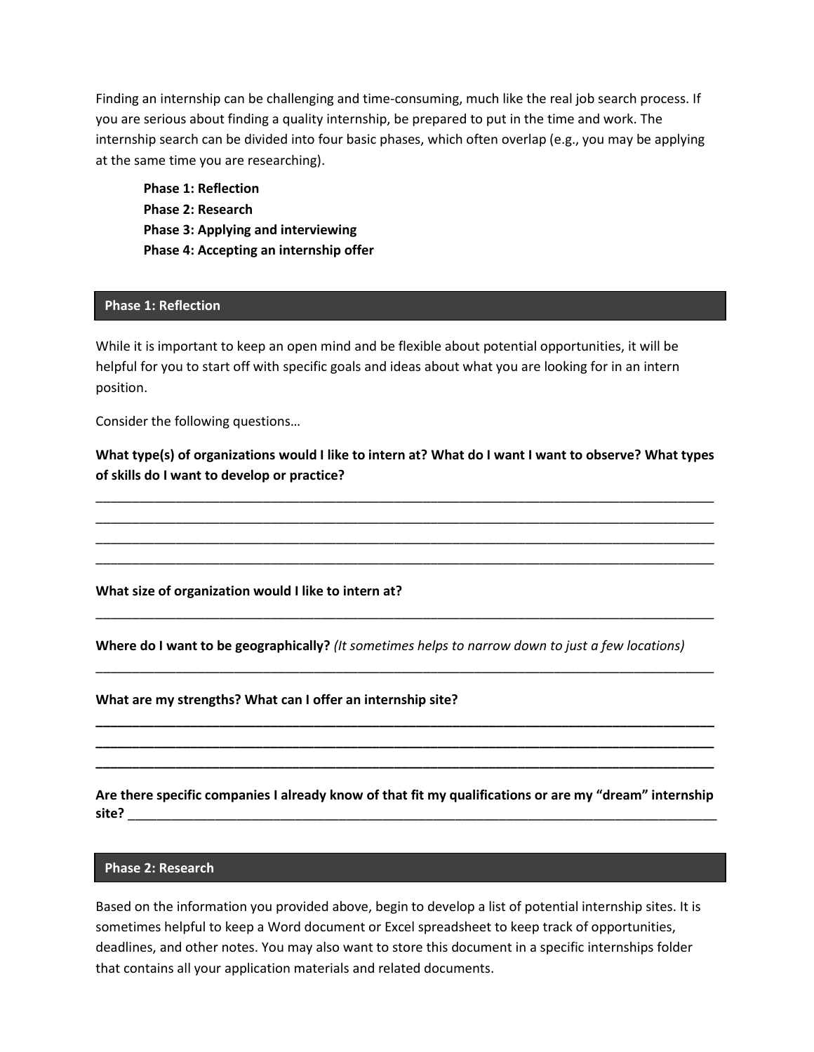Finding an internship can be challenging and time-consuming, much like the real job search process. If you are serious about finding a quality internship, be prepared to put in the time and work. The internship search can be divided into four basic phases, which often overlap (e.g., you may be applying at the same time you are researching).

**Phase 1: Reflection**
**Phase 2: Research**
**Phase 3: Applying and interviewing**
**Phase 4: Accepting an internship offer**

## Phase 1: Reflection

While it is important to keep an open mind and be flexible about potential opportunities, it will be helpful for you to start off with specific goals and ideas about what you are looking for in an intern position.

Consider the following questions…

**What type(s) of organizations would I like to intern at? What do I want I want to observe? What types of skills do I want to develop or practice?**

\_\_\_\_\_\_\_\_\_\_\_\_\_\_\_\_\_\_\_\_\_\_\_\_\_\_\_\_\_\_\_\_\_\_\_\_\_\_\_\_\_\_\_\_\_\_\_\_\_\_\_\_\_\_\_\_\_\_\_\_\_\_\_\_\_\_\_\_\_\_\_\_\_\_\_\_\_\_\_\_\_\_\_\_\_\_\_\_\_\_\_\_

\_\_\_\_\_\_\_\_\_\_\_\_\_\_\_\_\_\_\_\_\_\_\_\_\_\_\_\_\_\_\_\_\_\_\_\_\_\_\_\_\_\_\_\_\_\_\_\_\_\_\_\_\_\_\_\_\_\_\_\_\_\_\_\_\_\_\_\_\_\_\_\_\_\_\_\_\_\_\_\_\_\_\_\_\_\_\_\_\_\_\_\_

\_\_\_\_\_\_\_\_\_\_\_\_\_\_\_\_\_\_\_\_\_\_\_\_\_\_\_\_\_\_\_\_\_\_\_\_\_\_\_\_\_\_\_\_\_\_\_\_\_\_\_\_\_\_\_\_\_\_\_\_\_\_\_\_\_\_\_\_\_\_\_\_\_\_\_\_\_\_\_\_\_\_\_\_\_\_\_\_\_\_\_\_

\_\_\_\_\_\_\_\_\_\_\_\_\_\_\_\_\_\_\_\_\_\_\_\_\_\_\_\_\_\_\_\_\_\_\_\_\_\_\_\_\_\_\_\_\_\_\_\_\_\_\_\_\_\_\_\_\_\_\_\_\_\_\_\_\_\_\_\_\_\_\_\_\_\_\_\_\_\_\_\_\_\_\_\_\_\_\_\_\_\_\_\_

**What size of organization would I like to intern at?**

\_\_\_\_\_\_\_\_\_\_\_\_\_\_\_\_\_\_\_\_\_\_\_\_\_\_\_\_\_\_\_\_\_\_\_\_\_\_\_\_\_\_\_\_\_\_\_\_\_\_\_\_\_\_\_\_\_\_\_\_\_\_\_\_\_\_\_\_\_\_\_\_\_\_\_\_\_\_\_\_\_\_\_\_\_\_\_\_\_\_\_\_

**Where do I want to be geographically?** *(It sometimes helps to narrow down to just a few locations)*

\_\_\_\_\_\_\_\_\_\_\_\_\_\_\_\_\_\_\_\_\_\_\_\_\_\_\_\_\_\_\_\_\_\_\_\_\_\_\_\_\_\_\_\_\_\_\_\_\_\_\_\_\_\_\_\_\_\_\_\_\_\_\_\_\_\_\_\_\_\_\_\_\_\_\_\_\_\_\_\_\_\_\_\_\_\_\_\_\_\_\_\_

**What are my strengths? What can I offer an internship site?**

\_\_\_\_\_\_\_\_\_\_\_\_\_\_\_\_\_\_\_\_\_\_\_\_\_\_\_\_\_\_\_\_\_\_\_\_\_\_\_\_\_\_\_\_\_\_\_\_\_\_\_\_\_\_\_\_\_\_\_\_\_\_\_\_\_\_\_\_\_\_\_\_\_\_\_\_\_\_\_\_\_\_\_\_\_\_\_\_\_\_\_\_

\_\_\_\_\_\_\_\_\_\_\_\_\_\_\_\_\_\_\_\_\_\_\_\_\_\_\_\_\_\_\_\_\_\_\_\_\_\_\_\_\_\_\_\_\_\_\_\_\_\_\_\_\_\_\_\_\_\_\_\_\_\_\_\_\_\_\_\_\_\_\_\_\_\_\_\_\_\_\_\_\_\_\_\_\_\_\_\_\_\_\_\_

\_\_\_\_\_\_\_\_\_\_\_\_\_\_\_\_\_\_\_\_\_\_\_\_\_\_\_\_\_\_\_\_\_\_\_\_\_\_\_\_\_\_\_\_\_\_\_\_\_\_\_\_\_\_\_\_\_\_\_\_\_\_\_\_\_\_\_\_\_\_\_\_\_\_\_\_\_\_\_\_\_\_\_\_\_\_\_\_\_\_\_\_

**Are there specific companies I already know of that fit my qualifications or are my "dream" internship site?** \_\_\_\_\_\_\_\_\_\_\_\_\_\_\_\_\_\_\_\_\_\_\_\_\_\_\_\_\_\_\_\_\_\_\_\_\_\_\_\_\_\_\_\_\_\_\_\_\_\_\_\_\_\_\_\_\_\_\_\_\_\_\_\_\_\_\_\_\_\_\_\_\_\_\_\_\_\_\_\_\_\_\_\_

## Phase 2: Research

Based on the information you provided above, begin to develop a list of potential internship sites. It is sometimes helpful to keep a Word document or Excel spreadsheet to keep track of opportunities, deadlines, and other notes. You may also want to store this document in a specific internships folder that contains all your application materials and related documents.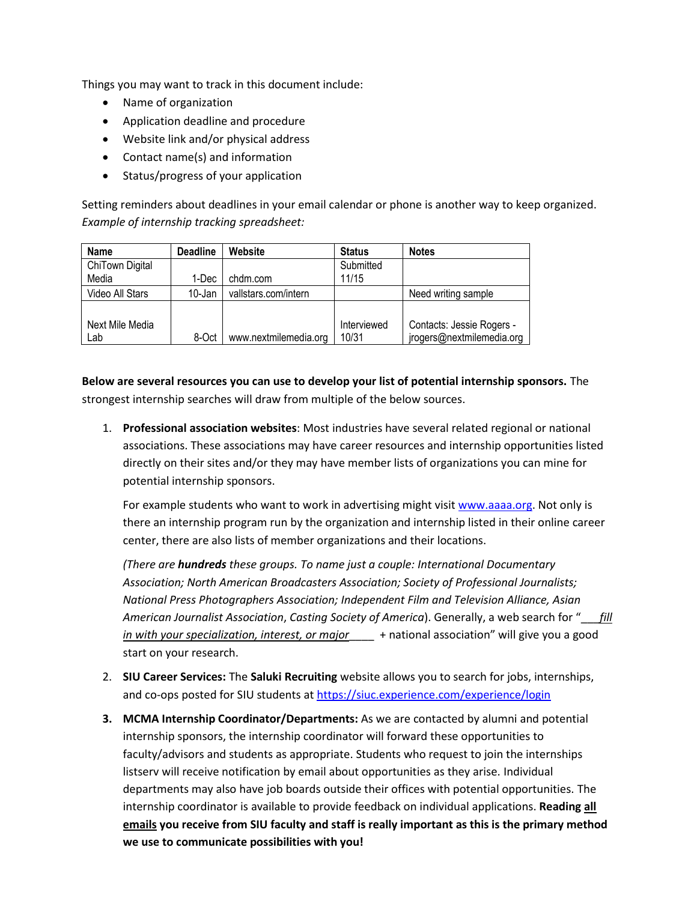Things you may want to track in this document include:

- Name of organization
- Application deadline and procedure
- Website link and/or physical address
- Contact name(s) and information
- Status/progress of your application

Setting reminders about deadlines in your email calendar or phone is another way to keep organized.
*Example of internship tracking spreadsheet:*

| Name | Deadline | Website | Status | Notes |
|---|---|---|---|---|
| ChiTown Digital Media | 1-Dec | chdm.com | Submitted 11/15 | |
| Video All Stars | 10-Jan | vallstars.com/intern | | Need writing sample |
| Next Mile Media Lab | 8-Oct | www.nextmilemedia.org | Interviewed 10/31 | Contacts: Jessie Rogers - jrogers@nextmilemedia.org |

**Below are several resources you can use to develop your list of potential internship sponsors.** The strongest internship searches will draw from multiple of the below sources.

1. **Professional association websites**: Most industries have several related regional or national associations. These associations may have career resources and internship opportunities listed directly on their sites and/or they may have member lists of organizations you can mine for potential internship sponsors.

   For example students who want to work in advertising might visit [www.aaaa.org](www.aaaa.org). Not only is there an internship program run by the organization and internship listed in their online career center, there are also lists of member organizations and their locations.

   *(There are **hundreds** these groups. To name just a couple: International Documentary Association; North American Broadcasters Association; Society of Professional Journalists; National Press Photographers Association; Independent Film and Television Alliance, Asian American Journalist Association*, *Casting Society of America*). Generally, a web search for "___*fill in with your specialization, interest, or major*____ + national association" will give you a good start on your research.

2. **SIU Career Services:** The **Saluki Recruiting** website allows you to search for jobs, internships, and co-ops posted for SIU students at [https://siuc.experience.com/experience/login](https://siuc.experience.com/experience/login)

3. **MCMA Internship Coordinator/Departments:** As we are contacted by alumni and potential internship sponsors, the internship coordinator will forward these opportunities to faculty/advisors and students as appropriate. Students who request to join the internships listserv will receive notification by email about opportunities as they arise. Individual departments may also have job boards outside their offices with potential opportunities. The internship coordinator is available to provide feedback on individual applications. **Reading all emails you receive from SIU faculty and staff is really important as this is the primary method we use to communicate possibilities with you!**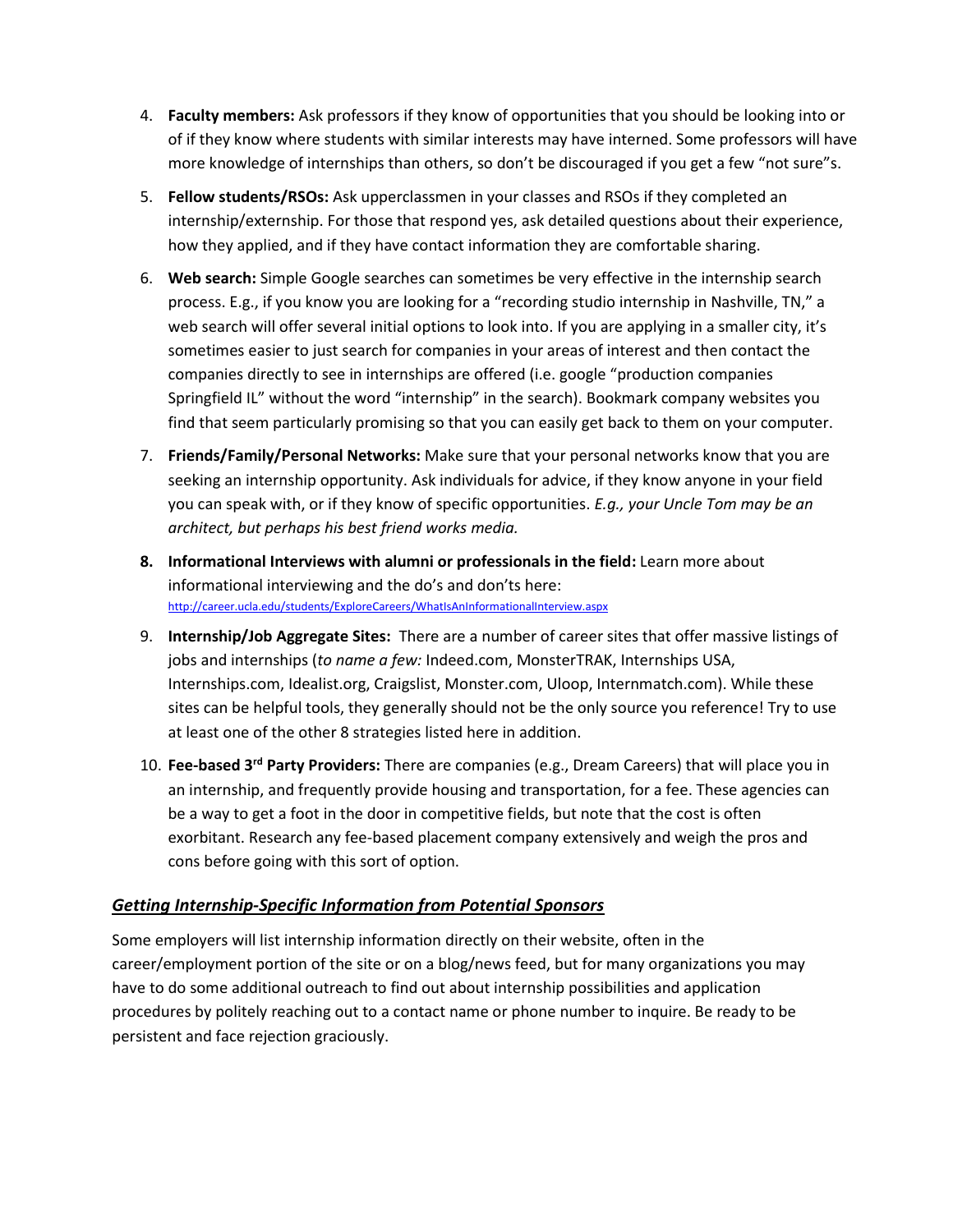4. **Faculty members:** Ask professors if they know of opportunities that you should be looking into or of if they know where students with similar interests may have interned. Some professors will have more knowledge of internships than others, so don't be discouraged if you get a few "not sure"s.
5. **Fellow students/RSOs:** Ask upperclassmen in your classes and RSOs if they completed an internship/externship. For those that respond yes, ask detailed questions about their experience, how they applied, and if they have contact information they are comfortable sharing.
6. **Web search:** Simple Google searches can sometimes be very effective in the internship search process. E.g., if you know you are looking for a "recording studio internship in Nashville, TN," a web search will offer several initial options to look into. If you are applying in a smaller city, it's sometimes easier to just search for companies in your areas of interest and then contact the companies directly to see in internships are offered (i.e. google "production companies Springfield IL" without the word "internship" in the search). Bookmark company websites you find that seem particularly promising so that you can easily get back to them on your computer.
7. **Friends/Family/Personal Networks:** Make sure that your personal networks know that you are seeking an internship opportunity. Ask individuals for advice, if they know anyone in your field you can speak with, or if they know of specific opportunities. *E.g., your Uncle Tom may be an architect, but perhaps his best friend works media.*
8. **Informational Interviews with alumni or professionals in the field:** Learn more about informational interviewing and the do's and don'ts here: http://career.ucla.edu/students/ExploreCareers/WhatIsAnInformationalInterview.aspx
9. **Internship/Job Aggregate Sites:** There are a number of career sites that offer massive listings of jobs and internships (*to name a few:* Indeed.com, MonsterTRAK, Internships USA, Internships.com, Idealist.org, Craigslist, Monster.com, Uloop, Internmatch.com). While these sites can be helpful tools, they generally should not be the only source you reference! Try to use at least one of the other 8 strategies listed here in addition.
10. **Fee-based 3rd Party Providers:** There are companies (e.g., Dream Careers) that will place you in an internship, and frequently provide housing and transportation, for a fee. These agencies can be a way to get a foot in the door in competitive fields, but note that the cost is often exorbitant. Research any fee-based placement company extensively and weigh the pros and cons before going with this sort of option.

## ***Getting Internship-Specific Information from Potential Sponsors***

Some employers will list internship information directly on their website, often in the career/employment portion of the site or on a blog/news feed, but for many organizations you may have to do some additional outreach to find out about internship possibilities and application procedures by politely reaching out to a contact name or phone number to inquire. Be ready to be persistent and face rejection graciously.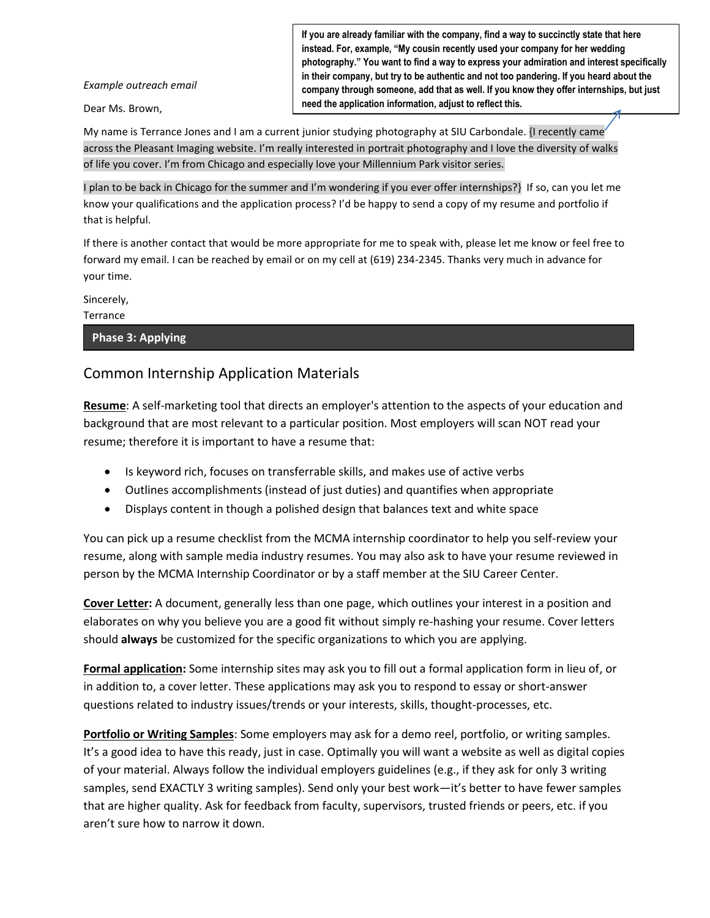> **If you are already familiar with the company, find a way to succinctly state that here instead. For, example, "My cousin recently used your company for her wedding photography." You want to find a way to express your admiration and interest specifically in their company, but try to be authentic and not too pandering. If you heard about the company through someone, add that as well. If you know they offer internships, but just need the application information, adjust to reflect this.**

*Example outreach email*

Dear Ms. Brown,

My name is Terrance Jones and I am a current junior studying photography at SIU Carbondale. {I recently came across the Pleasant Imaging website. I'm really interested in portrait photography and I love the diversity of walks of life you cover. I'm from Chicago and especially love your Millennium Park visitor series.

I plan to be back in Chicago for the summer and I'm wondering if you ever offer internships?} If so, can you let me know your qualifications and the application process? I'd be happy to send a copy of my resume and portfolio if that is helpful.

If there is another contact that would be more appropriate for me to speak with, please let me know or feel free to forward my email. I can be reached by email or on my cell at (619) 234-2345. Thanks very much in advance for your time.

Sincerely,
Terrance

## Phase 3: Applying

### Common Internship Application Materials

**Resume**: A self-marketing tool that directs an employer's attention to the aspects of your education and background that are most relevant to a particular position. Most employers will scan NOT read your resume; therefore it is important to have a resume that:

- Is keyword rich, focuses on transferrable skills, and makes use of active verbs
- Outlines accomplishments (instead of just duties) and quantifies when appropriate
- Displays content in though a polished design that balances text and white space

You can pick up a resume checklist from the MCMA internship coordinator to help you self-review your resume, along with sample media industry resumes. You may also ask to have your resume reviewed in person by the MCMA Internship Coordinator or by a staff member at the SIU Career Center.

**Cover Letter:** A document, generally less than one page, which outlines your interest in a position and elaborates on why you believe you are a good fit without simply re-hashing your resume. Cover letters should **always** be customized for the specific organizations to which you are applying.

**Formal application:** Some internship sites may ask you to fill out a formal application form in lieu of, or in addition to, a cover letter. These applications may ask you to respond to essay or short-answer questions related to industry issues/trends or your interests, skills, thought-processes, etc.

**Portfolio or Writing Samples**: Some employers may ask for a demo reel, portfolio, or writing samples. It's a good idea to have this ready, just in case. Optimally you will want a website as well as digital copies of your material. Always follow the individual employers guidelines (e.g., if they ask for only 3 writing samples, send EXACTLY 3 writing samples). Send only your best work—it's better to have fewer samples that are higher quality. Ask for feedback from faculty, supervisors, trusted friends or peers, etc. if you aren't sure how to narrow it down.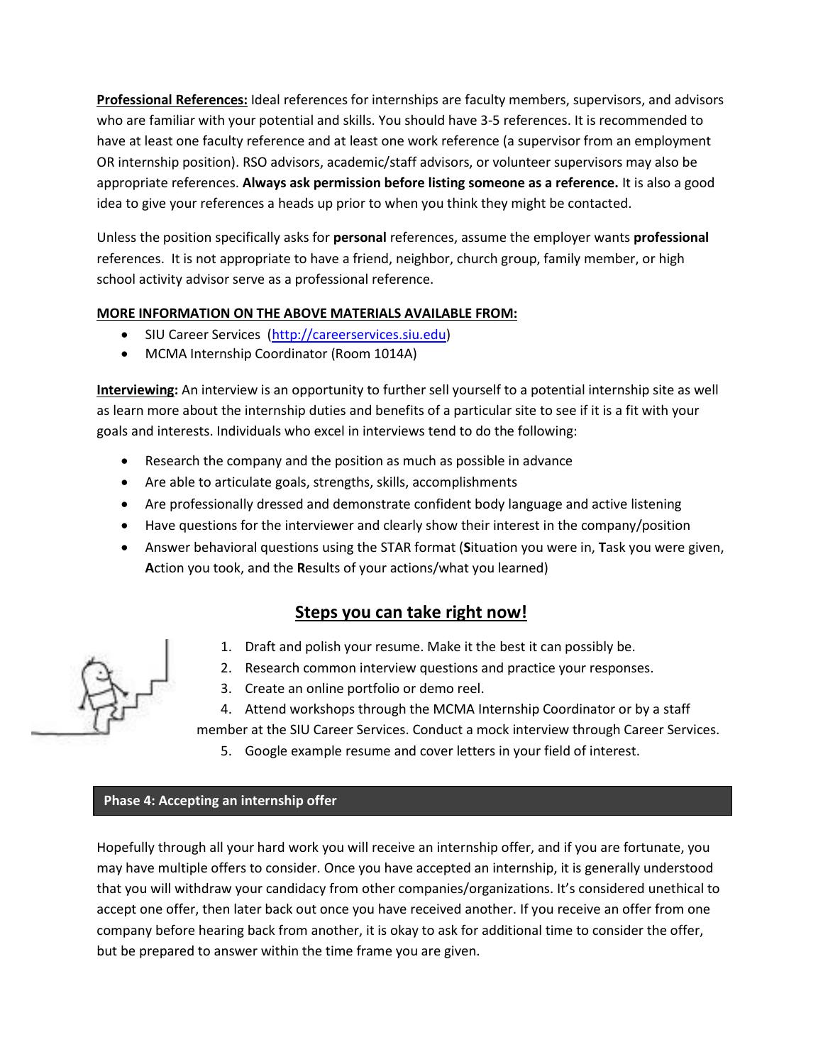**Professional References:** Ideal references for internships are faculty members, supervisors, and advisors who are familiar with your potential and skills. You should have 3-5 references. It is recommended to have at least one faculty reference and at least one work reference (a supervisor from an employment OR internship position). RSO advisors, academic/staff advisors, or volunteer supervisors may also be appropriate references. **Always ask permission before listing someone as a reference.** It is also a good idea to give your references a heads up prior to when you think they might be contacted.

Unless the position specifically asks for **personal** references, assume the employer wants **professional** references. It is not appropriate to have a friend, neighbor, church group, family member, or high school activity advisor serve as a professional reference.

**MORE INFORMATION ON THE ABOVE MATERIALS AVAILABLE FROM:**

- SIU Career Services (http://careerservices.siu.edu)
- MCMA Internship Coordinator (Room 1014A)

**Interviewing:** An interview is an opportunity to further sell yourself to a potential internship site as well as learn more about the internship duties and benefits of a particular site to see if it is a fit with your goals and interests. Individuals who excel in interviews tend to do the following:

- Research the company and the position as much as possible in advance
- Are able to articulate goals, strengths, skills, accomplishments
- Are professionally dressed and demonstrate confident body language and active listening
- Have questions for the interviewer and clearly show their interest in the company/position
- Answer behavioral questions using the STAR format (**S**ituation you were in, **T**ask you were given, **A**ction you took, and the **R**esults of your actions/what you learned)

## Steps you can take right now!

1. Draft and polish your resume. Make it the best it can possibly be.
2. Research common interview questions and practice your responses.
3. Create an online portfolio or demo reel.
4. Attend workshops through the MCMA Internship Coordinator or by a staff member at the SIU Career Services. Conduct a mock interview through Career Services.
5. Google example resume and cover letters in your field of interest.

## Phase 4: Accepting an internship offer

Hopefully through all your hard work you will receive an internship offer, and if you are fortunate, you may have multiple offers to consider. Once you have accepted an internship, it is generally understood that you will withdraw your candidacy from other companies/organizations. It's considered unethical to accept one offer, then later back out once you have received another. If you receive an offer from one company before hearing back from another, it is okay to ask for additional time to consider the offer, but be prepared to answer within the time frame you are given.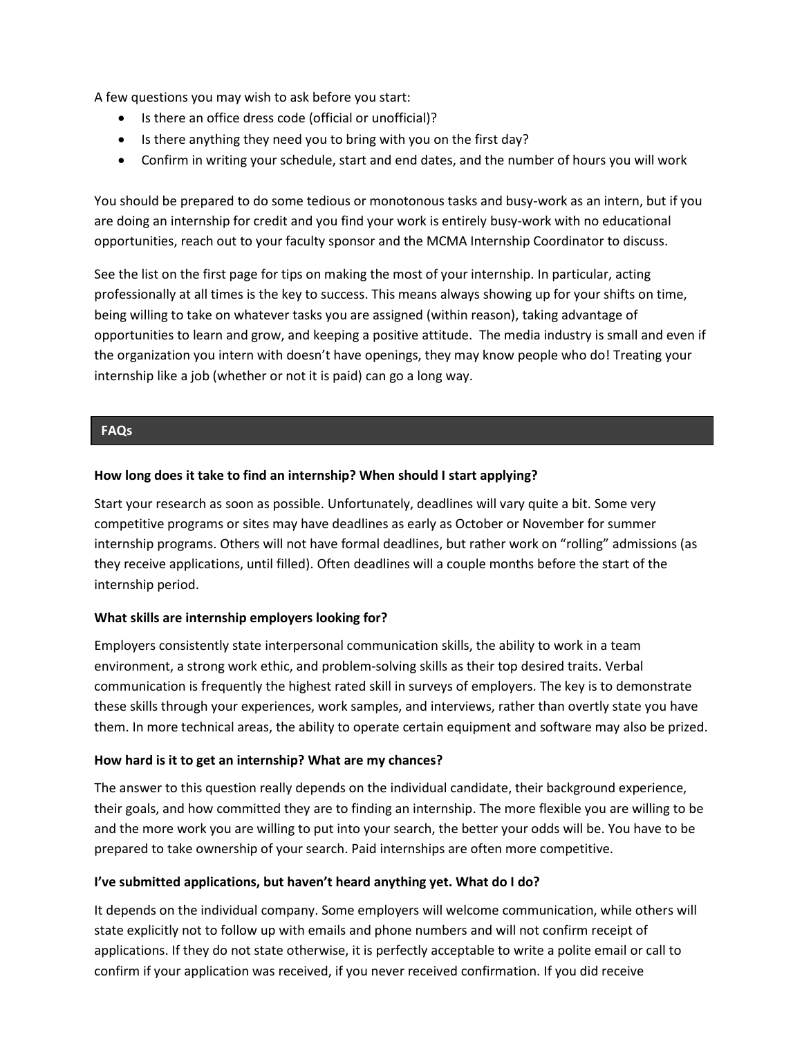A few questions you may wish to ask before you start:

- Is there an office dress code (official or unofficial)?
- Is there anything they need you to bring with you on the first day?
- Confirm in writing your schedule, start and end dates, and the number of hours you will work

You should be prepared to do some tedious or monotonous tasks and busy-work as an intern, but if you are doing an internship for credit and you find your work is entirely busy-work with no educational opportunities, reach out to your faculty sponsor and the MCMA Internship Coordinator to discuss.

See the list on the first page for tips on making the most of your internship. In particular, acting professionally at all times is the key to success. This means always showing up for your shifts on time, being willing to take on whatever tasks you are assigned (within reason), taking advantage of opportunities to learn and grow, and keeping a positive attitude. The media industry is small and even if the organization you intern with doesn't have openings, they may know people who do! Treating your internship like a job (whether or not it is paid) can go a long way.

## FAQs

**How long does it take to find an internship? When should I start applying?**

Start your research as soon as possible. Unfortunately, deadlines will vary quite a bit. Some very competitive programs or sites may have deadlines as early as October or November for summer internship programs. Others will not have formal deadlines, but rather work on "rolling" admissions (as they receive applications, until filled). Often deadlines will a couple months before the start of the internship period.

**What skills are internship employers looking for?**

Employers consistently state interpersonal communication skills, the ability to work in a team environment, a strong work ethic, and problem-solving skills as their top desired traits. Verbal communication is frequently the highest rated skill in surveys of employers. The key is to demonstrate these skills through your experiences, work samples, and interviews, rather than overtly state you have them. In more technical areas, the ability to operate certain equipment and software may also be prized.

**How hard is it to get an internship? What are my chances?**

The answer to this question really depends on the individual candidate, their background experience, their goals, and how committed they are to finding an internship. The more flexible you are willing to be and the more work you are willing to put into your search, the better your odds will be. You have to be prepared to take ownership of your search. Paid internships are often more competitive.

**I've submitted applications, but haven't heard anything yet. What do I do?**

It depends on the individual company. Some employers will welcome communication, while others will state explicitly not to follow up with emails and phone numbers and will not confirm receipt of applications. If they do not state otherwise, it is perfectly acceptable to write a polite email or call to confirm if your application was received, if you never received confirmation. If you did receive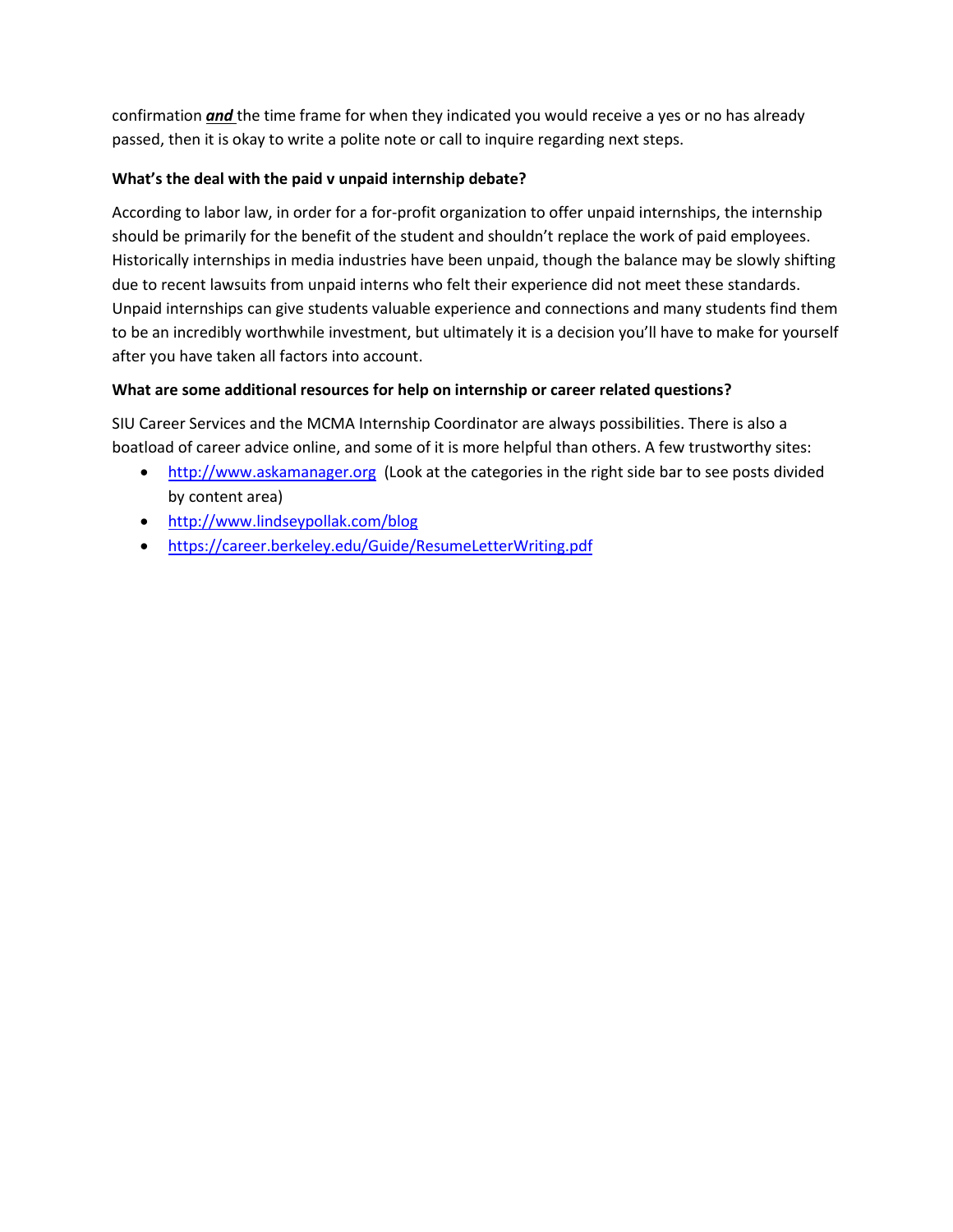confirmation ***and*** the time frame for when they indicated you would receive a yes or no has already passed, then it is okay to write a polite note or call to inquire regarding next steps.

**What's the deal with the paid v unpaid internship debate?**

According to labor law, in order for a for-profit organization to offer unpaid internships, the internship should be primarily for the benefit of the student and shouldn't replace the work of paid employees. Historically internships in media industries have been unpaid, though the balance may be slowly shifting due to recent lawsuits from unpaid interns who felt their experience did not meet these standards. Unpaid internships can give students valuable experience and connections and many students find them to be an incredibly worthwhile investment, but ultimately it is a decision you'll have to make for yourself after you have taken all factors into account.

**What are some additional resources for help on internship or career related questions?**

SIU Career Services and the MCMA Internship Coordinator are always possibilities. There is also a boatload of career advice online, and some of it is more helpful than others. A few trustworthy sites:

- http://www.askamanager.org (Look at the categories in the right side bar to see posts divided by content area)
- http://www.lindseypollak.com/blog
- https://career.berkeley.edu/Guide/ResumeLetterWriting.pdf